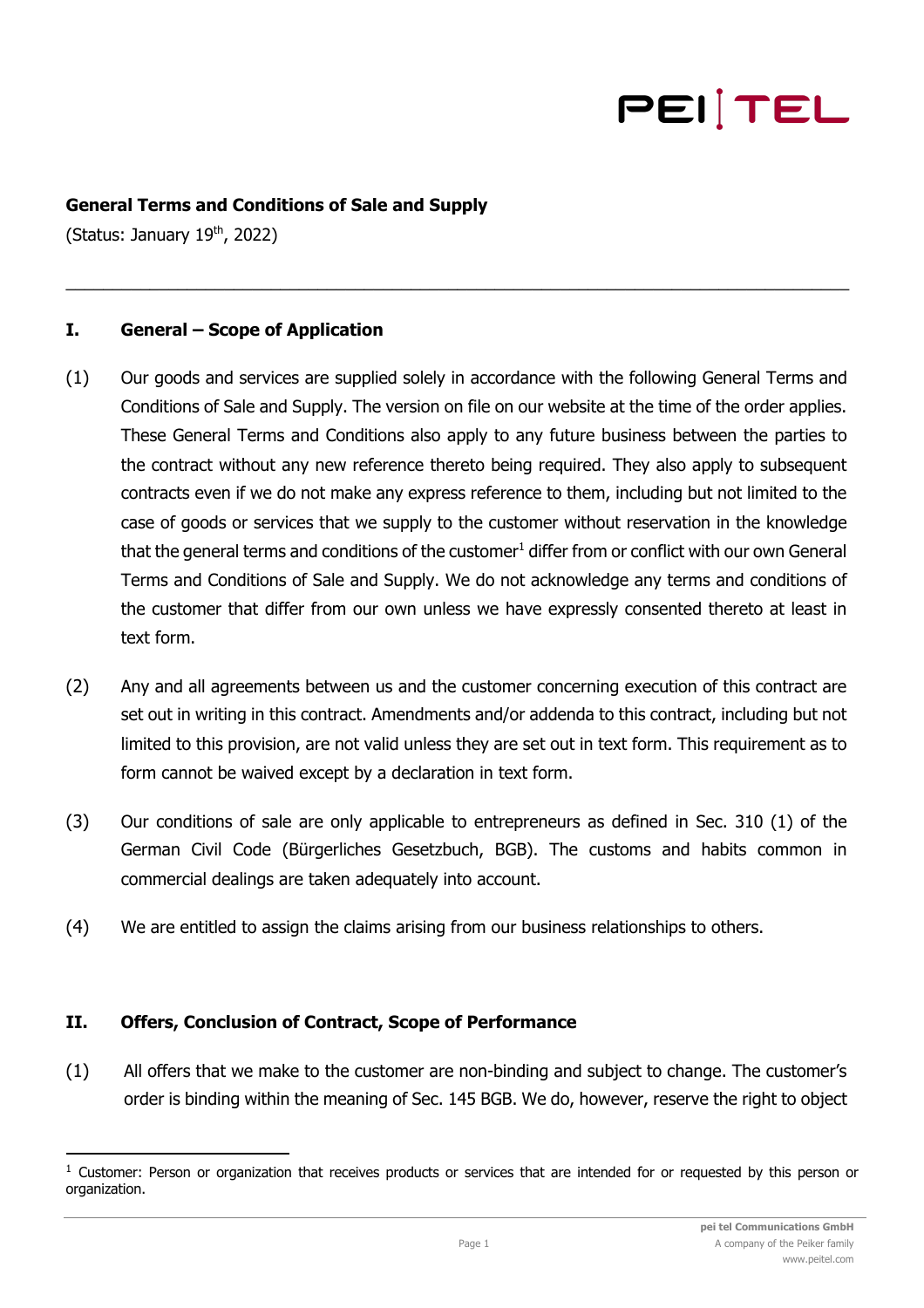PEI TEL

**General Terms and Conditions of Sale and Supply**

(Status: January 19th, 2022)

---

## I. General – Scope of Application

(1) Our goods and services are supplied solely in accordance with the following General Terms and Conditions of Sale and Supply. The version on file on our website at the time of the order applies. These General Terms and Conditions also apply to any future business between the parties to the contract without any new reference thereto being required. They also apply to subsequent contracts even if we do not make any express reference to them, including but not limited to the case of goods or services that we supply to the customer without reservation in the knowledge that the general terms and conditions of the customer[1] differ from or conflict with our own General Terms and Conditions of Sale and Supply. We do not acknowledge any terms and conditions of the customer that differ from our own unless we have expressly consented thereto at least in text form.

(2) Any and all agreements between us and the customer concerning execution of this contract are set out in writing in this contract. Amendments and/or addenda to this contract, including but not limited to this provision, are not valid unless they are set out in text form. This requirement as to form cannot be waived except by a declaration in text form.

(3) Our conditions of sale are only applicable to entrepreneurs as defined in Sec. 310 (1) of the German Civil Code (Bürgerliches Gesetzbuch, BGB). The customs and habits common in commercial dealings are taken adequately into account.

(4) We are entitled to assign the claims arising from our business relationships to others.

## II. Offers, Conclusion of Contract, Scope of Performance

(1) All offers that we make to the customer are non-binding and subject to change. The customer's order is binding within the meaning of Sec. 145 BGB. We do, however, reserve the right to object

---

[1] Customer: Person or organization that receives products or services that are intended for or requested by this person or organization.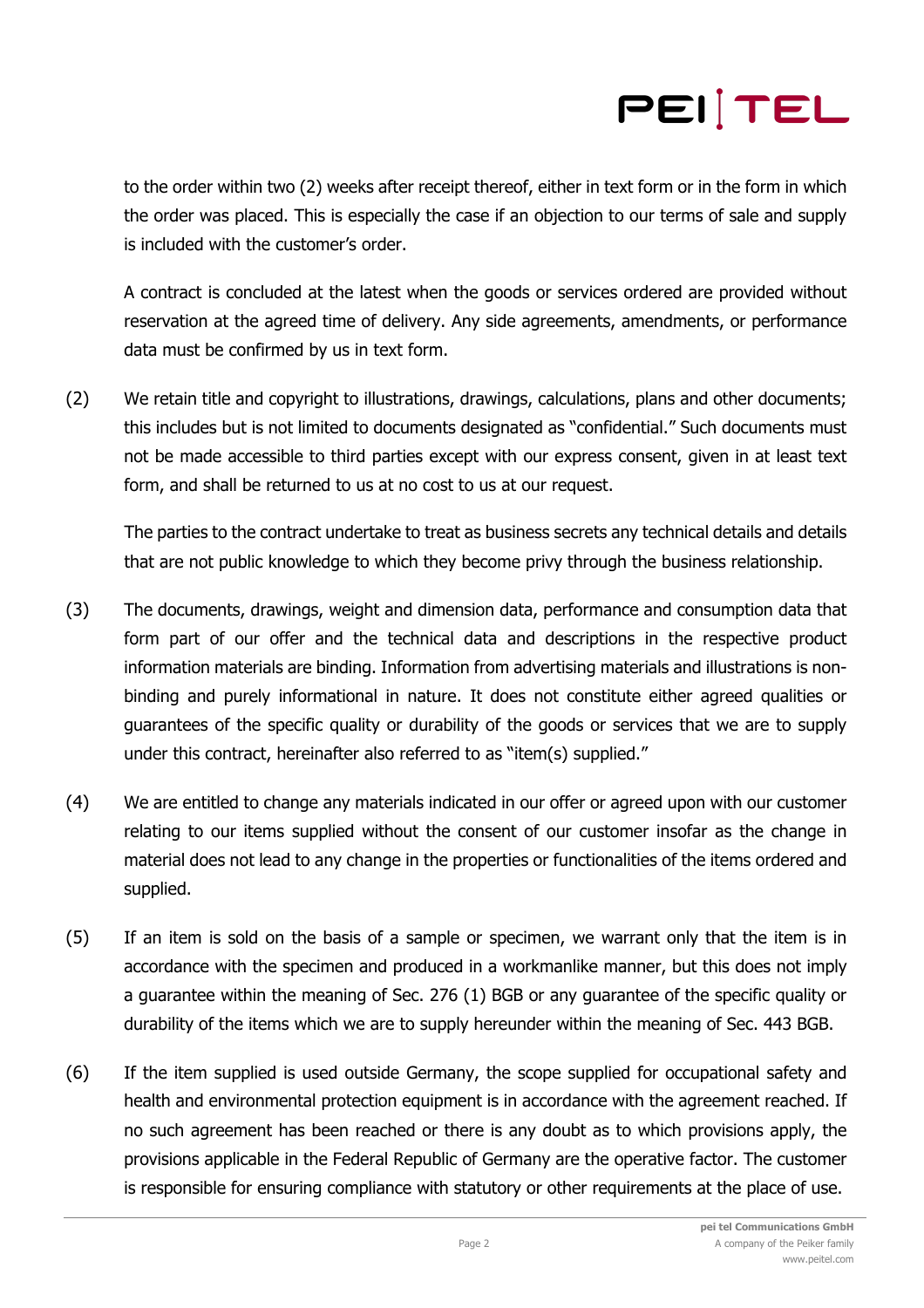to the order within two (2) weeks after receipt thereof, either in text form or in the form in which the order was placed. This is especially the case if an objection to our terms of sale and supply is included with the customer's order.

A contract is concluded at the latest when the goods or services ordered are provided without reservation at the agreed time of delivery. Any side agreements, amendments, or performance data must be confirmed by us in text form.

(2) We retain title and copyright to illustrations, drawings, calculations, plans and other documents; this includes but is not limited to documents designated as "confidential." Such documents must not be made accessible to third parties except with our express consent, given in at least text form, and shall be returned to us at no cost to us at our request.

The parties to the contract undertake to treat as business secrets any technical details and details that are not public knowledge to which they become privy through the business relationship.

(3) The documents, drawings, weight and dimension data, performance and consumption data that form part of our offer and the technical data and descriptions in the respective product information materials are binding. Information from advertising materials and illustrations is non-binding and purely informational in nature. It does not constitute either agreed qualities or guarantees of the specific quality or durability of the goods or services that we are to supply under this contract, hereinafter also referred to as "item(s) supplied."

(4) We are entitled to change any materials indicated in our offer or agreed upon with our customer relating to our items supplied without the consent of our customer insofar as the change in material does not lead to any change in the properties or functionalities of the items ordered and supplied.

(5) If an item is sold on the basis of a sample or specimen, we warrant only that the item is in accordance with the specimen and produced in a workmanlike manner, but this does not imply a guarantee within the meaning of Sec. 276 (1) BGB or any guarantee of the specific quality or durability of the items which we are to supply hereunder within the meaning of Sec. 443 BGB.

(6) If the item supplied is used outside Germany, the scope supplied for occupational safety and health and environmental protection equipment is in accordance with the agreement reached. If no such agreement has been reached or there is any doubt as to which provisions apply, the provisions applicable in the Federal Republic of Germany are the operative factor. The customer is responsible for ensuring compliance with statutory or other requirements at the place of use.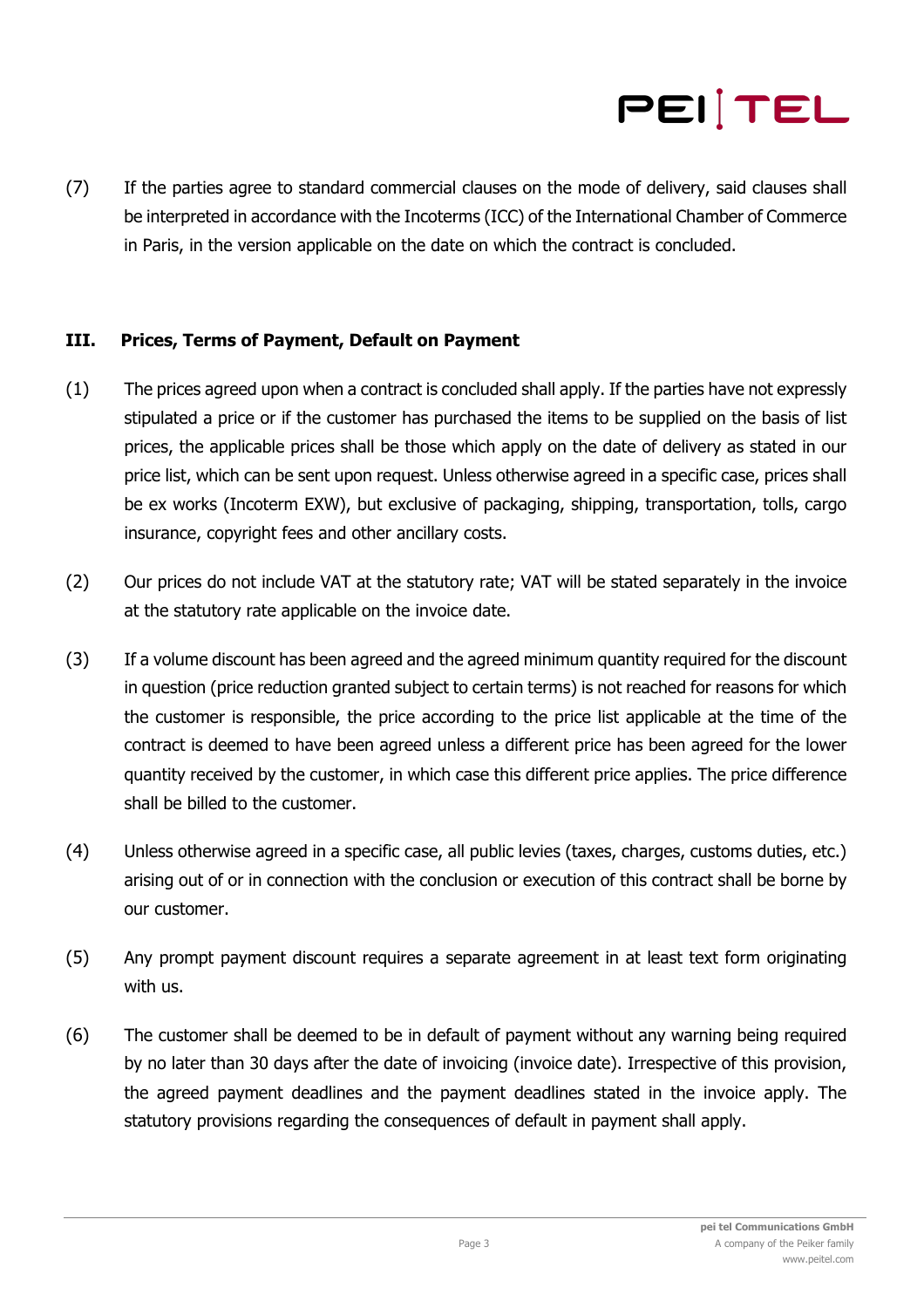(7) If the parties agree to standard commercial clauses on the mode of delivery, said clauses shall be interpreted in accordance with the Incoterms (ICC) of the International Chamber of Commerce in Paris, in the version applicable on the date on which the contract is concluded.

## III. Prices, Terms of Payment, Default on Payment

(1) The prices agreed upon when a contract is concluded shall apply. If the parties have not expressly stipulated a price or if the customer has purchased the items to be supplied on the basis of list prices, the applicable prices shall be those which apply on the date of delivery as stated in our price list, which can be sent upon request. Unless otherwise agreed in a specific case, prices shall be ex works (Incoterm EXW), but exclusive of packaging, shipping, transportation, tolls, cargo insurance, copyright fees and other ancillary costs.

(2) Our prices do not include VAT at the statutory rate; VAT will be stated separately in the invoice at the statutory rate applicable on the invoice date.

(3) If a volume discount has been agreed and the agreed minimum quantity required for the discount in question (price reduction granted subject to certain terms) is not reached for reasons for which the customer is responsible, the price according to the price list applicable at the time of the contract is deemed to have been agreed unless a different price has been agreed for the lower quantity received by the customer, in which case this different price applies. The price difference shall be billed to the customer.

(4) Unless otherwise agreed in a specific case, all public levies (taxes, charges, customs duties, etc.) arising out of or in connection with the conclusion or execution of this contract shall be borne by our customer.

(5) Any prompt payment discount requires a separate agreement in at least text form originating with us.

(6) The customer shall be deemed to be in default of payment without any warning being required by no later than 30 days after the date of invoicing (invoice date). Irrespective of this provision, the agreed payment deadlines and the payment deadlines stated in the invoice apply. The statutory provisions regarding the consequences of default in payment shall apply.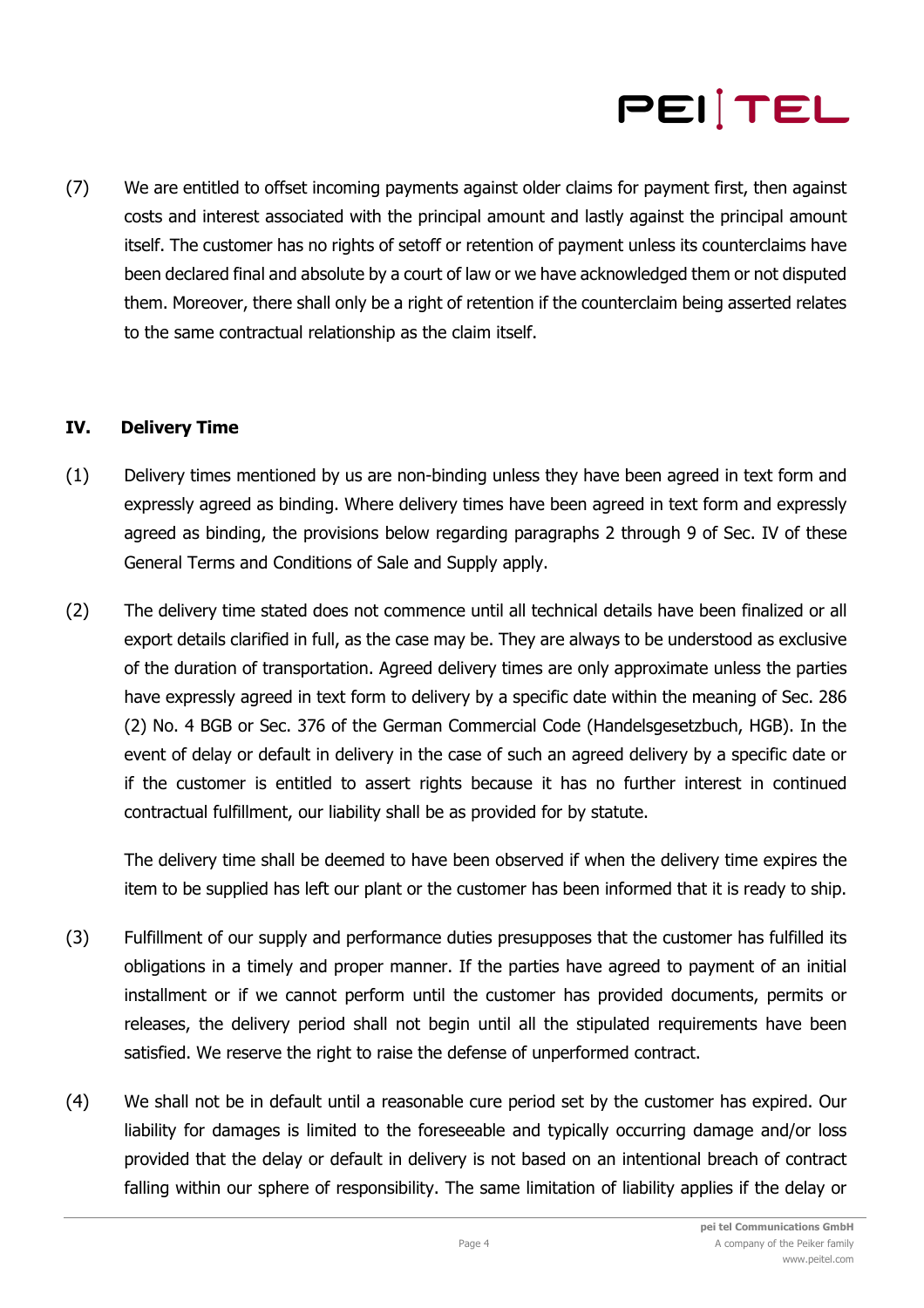(7) We are entitled to offset incoming payments against older claims for payment first, then against costs and interest associated with the principal amount and lastly against the principal amount itself. The customer has no rights of setoff or retention of payment unless its counterclaims have been declared final and absolute by a court of law or we have acknowledged them or not disputed them. Moreover, there shall only be a right of retention if the counterclaim being asserted relates to the same contractual relationship as the claim itself.

## IV. Delivery Time

(1) Delivery times mentioned by us are non-binding unless they have been agreed in text form and expressly agreed as binding. Where delivery times have been agreed in text form and expressly agreed as binding, the provisions below regarding paragraphs 2 through 9 of Sec. IV of these General Terms and Conditions of Sale and Supply apply.

(2) The delivery time stated does not commence until all technical details have been finalized or all export details clarified in full, as the case may be. They are always to be understood as exclusive of the duration of transportation. Agreed delivery times are only approximate unless the parties have expressly agreed in text form to delivery by a specific date within the meaning of Sec. 286 (2) No. 4 BGB or Sec. 376 of the German Commercial Code (Handelsgesetzbuch, HGB). In the event of delay or default in delivery in the case of such an agreed delivery by a specific date or if the customer is entitled to assert rights because it has no further interest in continued contractual fulfillment, our liability shall be as provided for by statute.

The delivery time shall be deemed to have been observed if when the delivery time expires the item to be supplied has left our plant or the customer has been informed that it is ready to ship.

(3) Fulfillment of our supply and performance duties presupposes that the customer has fulfilled its obligations in a timely and proper manner. If the parties have agreed to payment of an initial installment or if we cannot perform until the customer has provided documents, permits or releases, the delivery period shall not begin until all the stipulated requirements have been satisfied. We reserve the right to raise the defense of unperformed contract.

(4) We shall not be in default until a reasonable cure period set by the customer has expired. Our liability for damages is limited to the foreseeable and typically occurring damage and/or loss provided that the delay or default in delivery is not based on an intentional breach of contract falling within our sphere of responsibility. The same limitation of liability applies if the delay or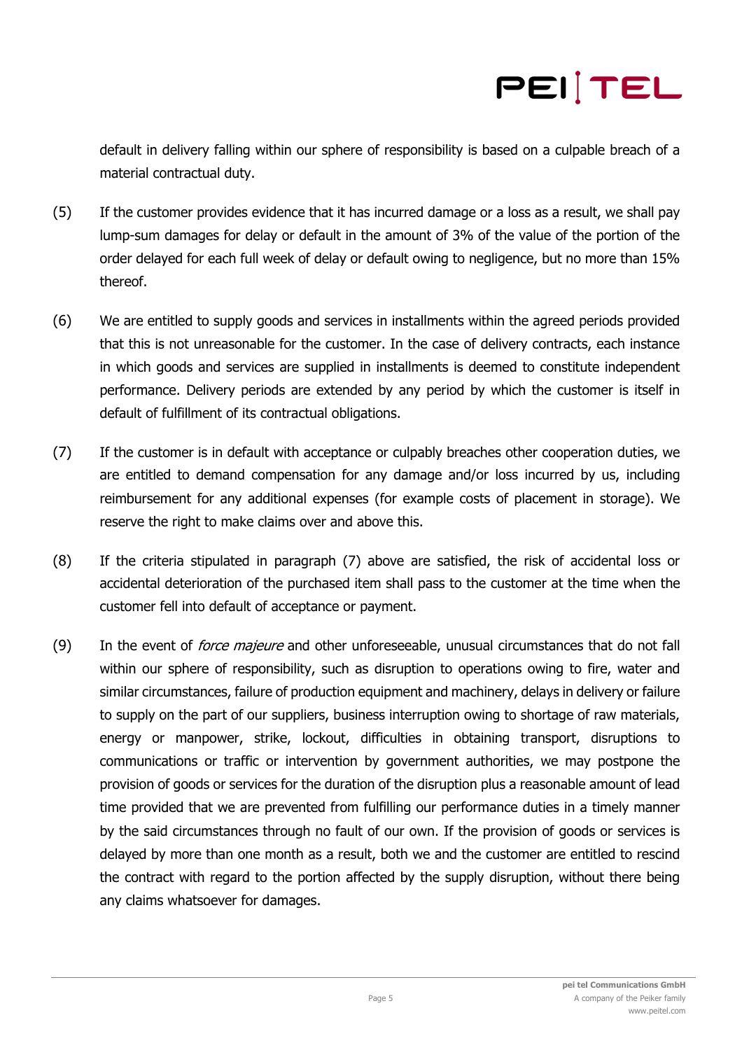default in delivery falling within our sphere of responsibility is based on a culpable breach of a material contractual duty.

(5) If the customer provides evidence that it has incurred damage or a loss as a result, we shall pay lump-sum damages for delay or default in the amount of 3% of the value of the portion of the order delayed for each full week of delay or default owing to negligence, but no more than 15% thereof.

(6) We are entitled to supply goods and services in installments within the agreed periods provided that this is not unreasonable for the customer. In the case of delivery contracts, each instance in which goods and services are supplied in installments is deemed to constitute independent performance. Delivery periods are extended by any period by which the customer is itself in default of fulfillment of its contractual obligations.

(7) If the customer is in default with acceptance or culpably breaches other cooperation duties, we are entitled to demand compensation for any damage and/or loss incurred by us, including reimbursement for any additional expenses (for example costs of placement in storage). We reserve the right to make claims over and above this.

(8) If the criteria stipulated in paragraph (7) above are satisfied, the risk of accidental loss or accidental deterioration of the purchased item shall pass to the customer at the time when the customer fell into default of acceptance or payment.

(9) In the event of *force majeure* and other unforeseeable, unusual circumstances that do not fall within our sphere of responsibility, such as disruption to operations owing to fire, water and similar circumstances, failure of production equipment and machinery, delays in delivery or failure to supply on the part of our suppliers, business interruption owing to shortage of raw materials, energy or manpower, strike, lockout, difficulties in obtaining transport, disruptions to communications or traffic or intervention by government authorities, we may postpone the provision of goods or services for the duration of the disruption plus a reasonable amount of lead time provided that we are prevented from fulfilling our performance duties in a timely manner by the said circumstances through no fault of our own. If the provision of goods or services is delayed by more than one month as a result, both we and the customer are entitled to rescind the contract with regard to the portion affected by the supply disruption, without there being any claims whatsoever for damages.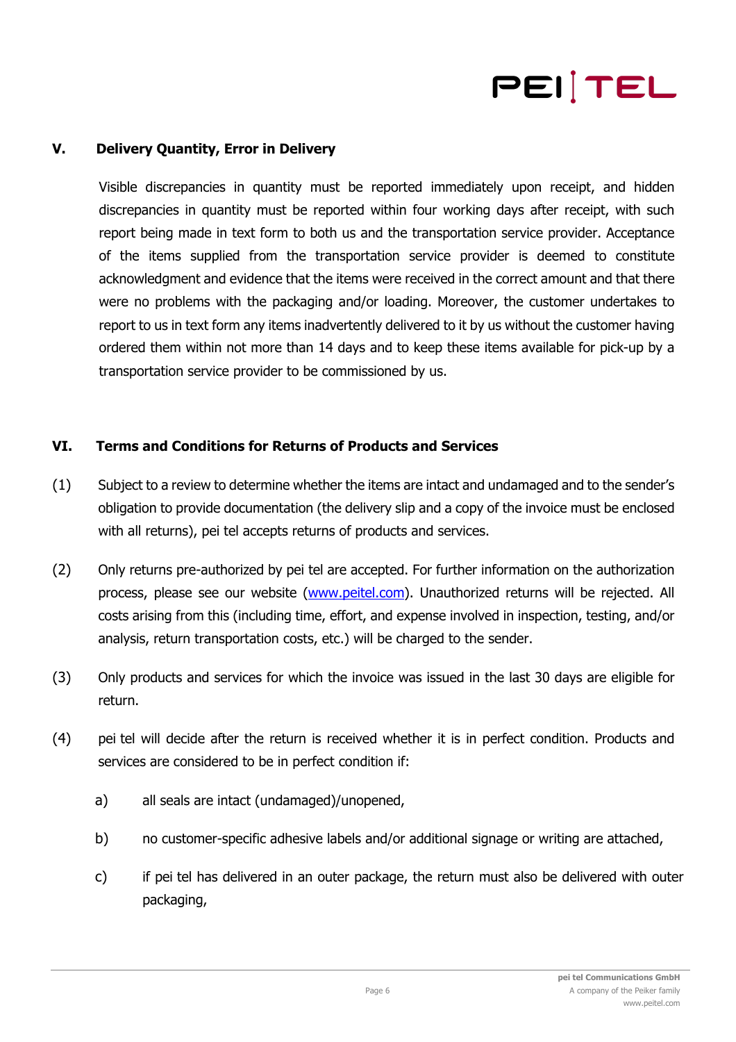## V. Delivery Quantity, Error in Delivery

Visible discrepancies in quantity must be reported immediately upon receipt, and hidden discrepancies in quantity must be reported within four working days after receipt, with such report being made in text form to both us and the transportation service provider. Acceptance of the items supplied from the transportation service provider is deemed to constitute acknowledgment and evidence that the items were received in the correct amount and that there were no problems with the packaging and/or loading. Moreover, the customer undertakes to report to us in text form any items inadvertently delivered to it by us without the customer having ordered them within not more than 14 days and to keep these items available for pick-up by a transportation service provider to be commissioned by us.

## VI. Terms and Conditions for Returns of Products and Services

(1) Subject to a review to determine whether the items are intact and undamaged and to the sender's obligation to provide documentation (the delivery slip and a copy of the invoice must be enclosed with all returns), pei tel accepts returns of products and services.

(2) Only returns pre-authorized by pei tel are accepted. For further information on the authorization process, please see our website (www.peitel.com). Unauthorized returns will be rejected. All costs arising from this (including time, effort, and expense involved in inspection, testing, and/or analysis, return transportation costs, etc.) will be charged to the sender.

(3) Only products and services for which the invoice was issued in the last 30 days are eligible for return.

(4) pei tel will decide after the return is received whether it is in perfect condition. Products and services are considered to be in perfect condition if:

a) all seals are intact (undamaged)/unopened,

b) no customer-specific adhesive labels and/or additional signage or writing are attached,

c) if pei tel has delivered in an outer package, the return must also be delivered with outer packaging,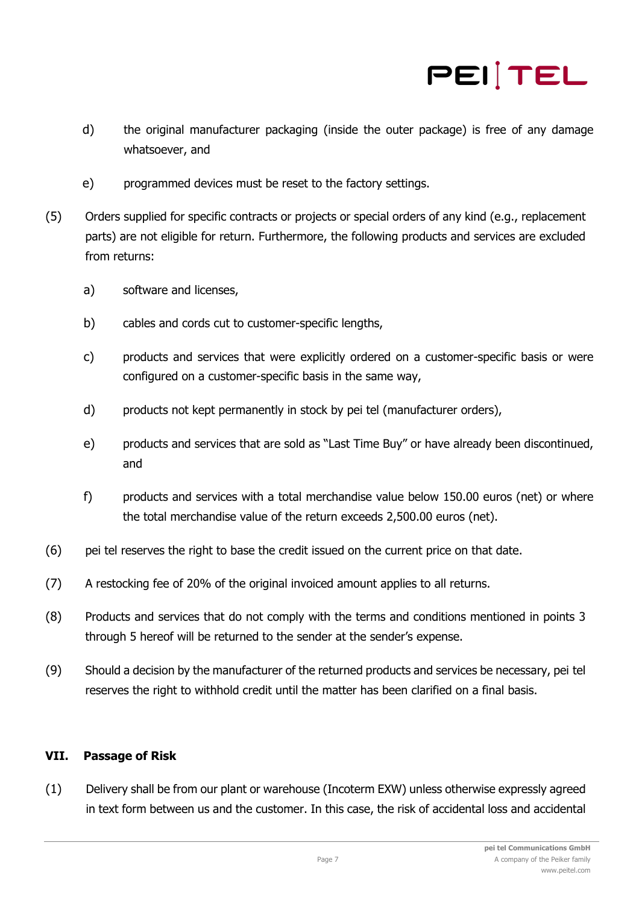d) the original manufacturer packaging (inside the outer package) is free of any damage whatsoever, and

e) programmed devices must be reset to the factory settings.

(5) Orders supplied for specific contracts or projects or special orders of any kind (e.g., replacement parts) are not eligible for return. Furthermore, the following products and services are excluded from returns:

a) software and licenses,

b) cables and cords cut to customer-specific lengths,

c) products and services that were explicitly ordered on a customer-specific basis or were configured on a customer-specific basis in the same way,

d) products not kept permanently in stock by pei tel (manufacturer orders),

e) products and services that are sold as "Last Time Buy" or have already been discontinued, and

f) products and services with a total merchandise value below 150.00 euros (net) or where the total merchandise value of the return exceeds 2,500.00 euros (net).

(6) pei tel reserves the right to base the credit issued on the current price on that date.

(7) A restocking fee of 20% of the original invoiced amount applies to all returns.

(8) Products and services that do not comply with the terms and conditions mentioned in points 3 through 5 hereof will be returned to the sender at the sender's expense.

(9) Should a decision by the manufacturer of the returned products and services be necessary, pei tel reserves the right to withhold credit until the matter has been clarified on a final basis.

## VII. Passage of Risk

(1) Delivery shall be from our plant or warehouse (Incoterm EXW) unless otherwise expressly agreed in text form between us and the customer. In this case, the risk of accidental loss and accidental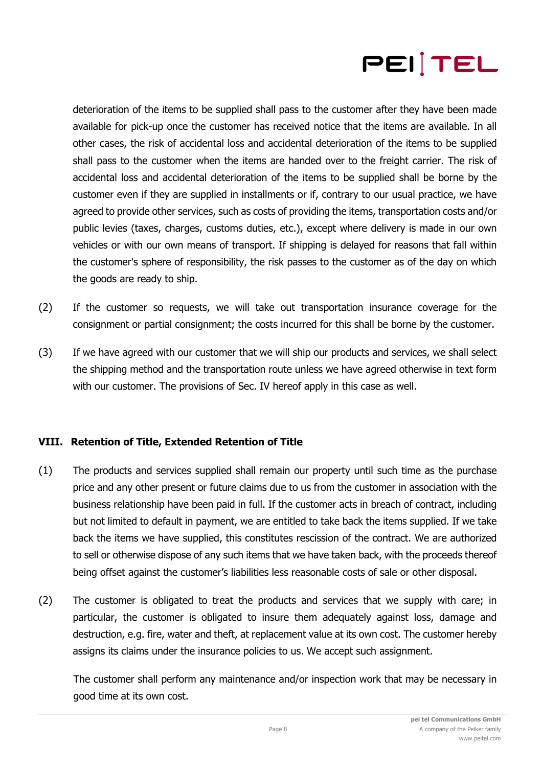deterioration of the items to be supplied shall pass to the customer after they have been made available for pick-up once the customer has received notice that the items are available. In all other cases, the risk of accidental loss and accidental deterioration of the items to be supplied shall pass to the customer when the items are handed over to the freight carrier. The risk of accidental loss and accidental deterioration of the items to be supplied shall be borne by the customer even if they are supplied in installments or if, contrary to our usual practice, we have agreed to provide other services, such as costs of providing the items, transportation costs and/or public levies (taxes, charges, customs duties, etc.), except where delivery is made in our own vehicles or with our own means of transport. If shipping is delayed for reasons that fall within the customer's sphere of responsibility, the risk passes to the customer as of the day on which the goods are ready to ship.

(2) If the customer so requests, we will take out transportation insurance coverage for the consignment or partial consignment; the costs incurred for this shall be borne by the customer.

(3) If we have agreed with our customer that we will ship our products and services, we shall select the shipping method and the transportation route unless we have agreed otherwise in text form with our customer. The provisions of Sec. IV hereof apply in this case as well.

## VIII. Retention of Title, Extended Retention of Title

(1) The products and services supplied shall remain our property until such time as the purchase price and any other present or future claims due to us from the customer in association with the business relationship have been paid in full. If the customer acts in breach of contract, including but not limited to default in payment, we are entitled to take back the items supplied. If we take back the items we have supplied, this constitutes rescission of the contract. We are authorized to sell or otherwise dispose of any such items that we have taken back, with the proceeds thereof being offset against the customer's liabilities less reasonable costs of sale or other disposal.

(2) The customer is obligated to treat the products and services that we supply with care; in particular, the customer is obligated to insure them adequately against loss, damage and destruction, e.g. fire, water and theft, at replacement value at its own cost. The customer hereby assigns its claims under the insurance policies to us. We accept such assignment.

The customer shall perform any maintenance and/or inspection work that may be necessary in good time at its own cost.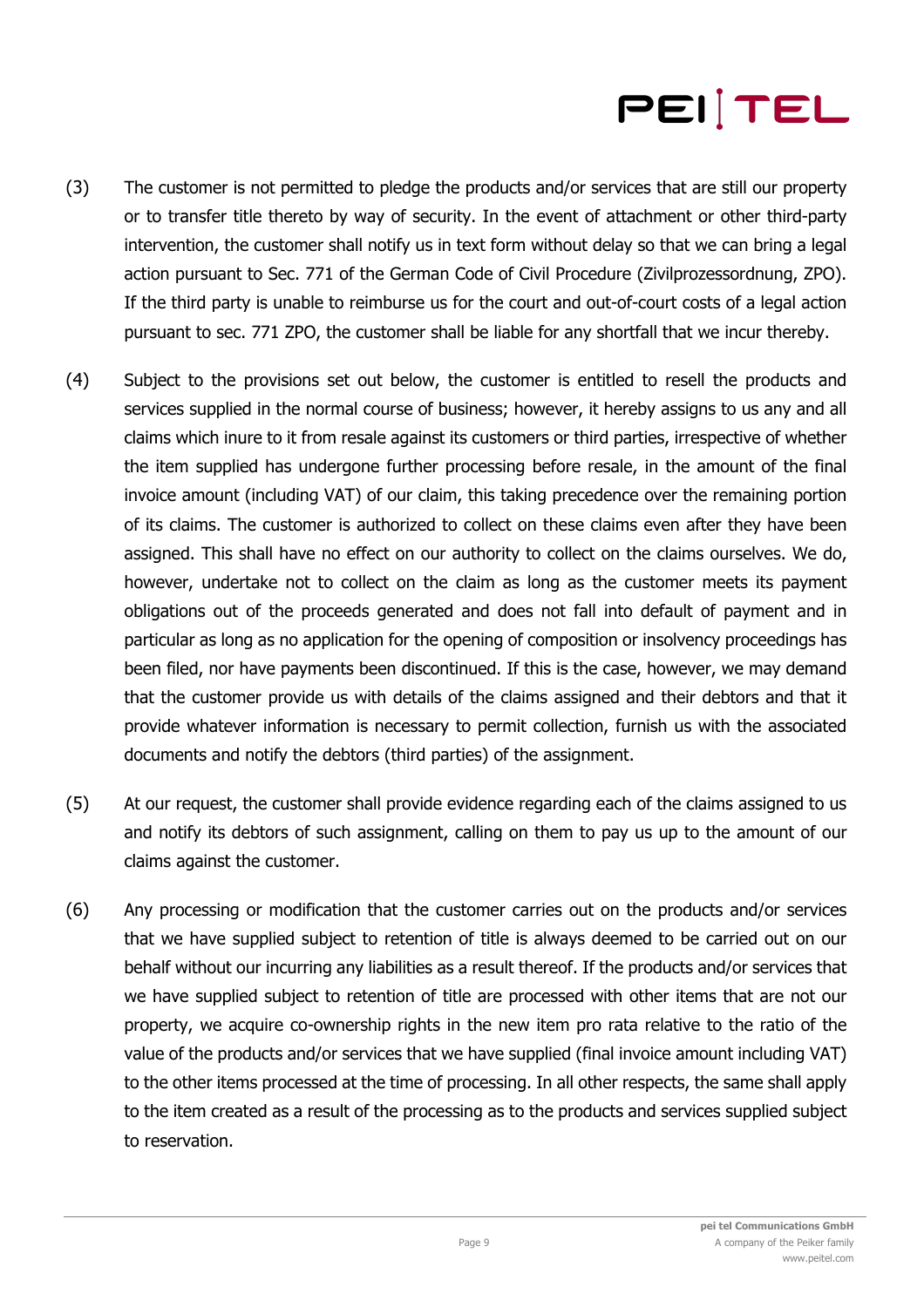(3) The customer is not permitted to pledge the products and/or services that are still our property or to transfer title thereto by way of security. In the event of attachment or other third-party intervention, the customer shall notify us in text form without delay so that we can bring a legal action pursuant to Sec. 771 of the German Code of Civil Procedure (Zivilprozessordnung, ZPO). If the third party is unable to reimburse us for the court and out-of-court costs of a legal action pursuant to sec. 771 ZPO, the customer shall be liable for any shortfall that we incur thereby.

(4) Subject to the provisions set out below, the customer is entitled to resell the products and services supplied in the normal course of business; however, it hereby assigns to us any and all claims which inure to it from resale against its customers or third parties, irrespective of whether the item supplied has undergone further processing before resale, in the amount of the final invoice amount (including VAT) of our claim, this taking precedence over the remaining portion of its claims. The customer is authorized to collect on these claims even after they have been assigned. This shall have no effect on our authority to collect on the claims ourselves. We do, however, undertake not to collect on the claim as long as the customer meets its payment obligations out of the proceeds generated and does not fall into default of payment and in particular as long as no application for the opening of composition or insolvency proceedings has been filed, nor have payments been discontinued. If this is the case, however, we may demand that the customer provide us with details of the claims assigned and their debtors and that it provide whatever information is necessary to permit collection, furnish us with the associated documents and notify the debtors (third parties) of the assignment.

(5) At our request, the customer shall provide evidence regarding each of the claims assigned to us and notify its debtors of such assignment, calling on them to pay us up to the amount of our claims against the customer.

(6) Any processing or modification that the customer carries out on the products and/or services that we have supplied subject to retention of title is always deemed to be carried out on our behalf without our incurring any liabilities as a result thereof. If the products and/or services that we have supplied subject to retention of title are processed with other items that are not our property, we acquire co-ownership rights in the new item pro rata relative to the ratio of the value of the products and/or services that we have supplied (final invoice amount including VAT) to the other items processed at the time of processing. In all other respects, the same shall apply to the item created as a result of the processing as to the products and services supplied subject to reservation.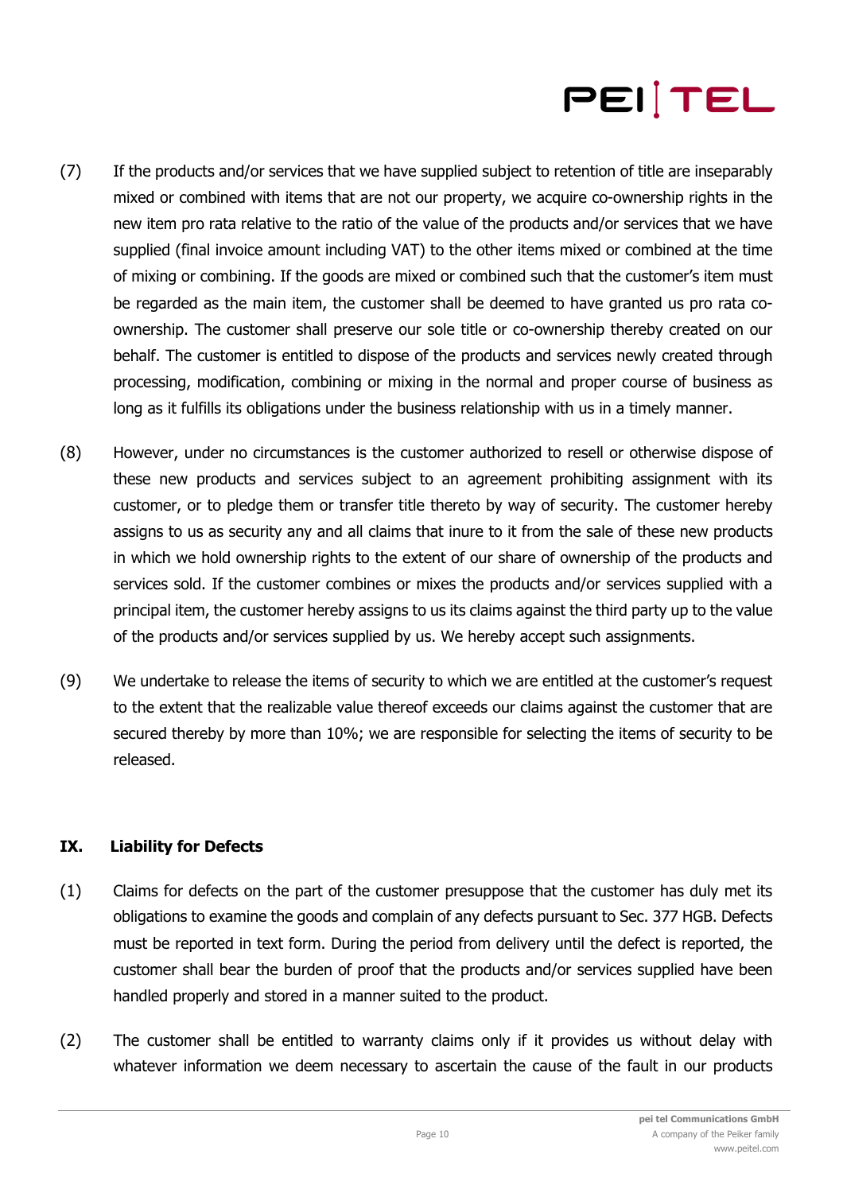(7) If the products and/or services that we have supplied subject to retention of title are inseparably mixed or combined with items that are not our property, we acquire co-ownership rights in the new item pro rata relative to the ratio of the value of the products and/or services that we have supplied (final invoice amount including VAT) to the other items mixed or combined at the time of mixing or combining. If the goods are mixed or combined such that the customer's item must be regarded as the main item, the customer shall be deemed to have granted us pro rata co-ownership. The customer shall preserve our sole title or co-ownership thereby created on our behalf. The customer is entitled to dispose of the products and services newly created through processing, modification, combining or mixing in the normal and proper course of business as long as it fulfills its obligations under the business relationship with us in a timely manner.

(8) However, under no circumstances is the customer authorized to resell or otherwise dispose of these new products and services subject to an agreement prohibiting assignment with its customer, or to pledge them or transfer title thereto by way of security. The customer hereby assigns to us as security any and all claims that inure to it from the sale of these new products in which we hold ownership rights to the extent of our share of ownership of the products and services sold. If the customer combines or mixes the products and/or services supplied with a principal item, the customer hereby assigns to us its claims against the third party up to the value of the products and/or services supplied by us. We hereby accept such assignments.

(9) We undertake to release the items of security to which we are entitled at the customer's request to the extent that the realizable value thereof exceeds our claims against the customer that are secured thereby by more than 10%; we are responsible for selecting the items of security to be released.

## IX. Liability for Defects

(1) Claims for defects on the part of the customer presuppose that the customer has duly met its obligations to examine the goods and complain of any defects pursuant to Sec. 377 HGB. Defects must be reported in text form. During the period from delivery until the defect is reported, the customer shall bear the burden of proof that the products and/or services supplied have been handled properly and stored in a manner suited to the product.

(2) The customer shall be entitled to warranty claims only if it provides us without delay with whatever information we deem necessary to ascertain the cause of the fault in our products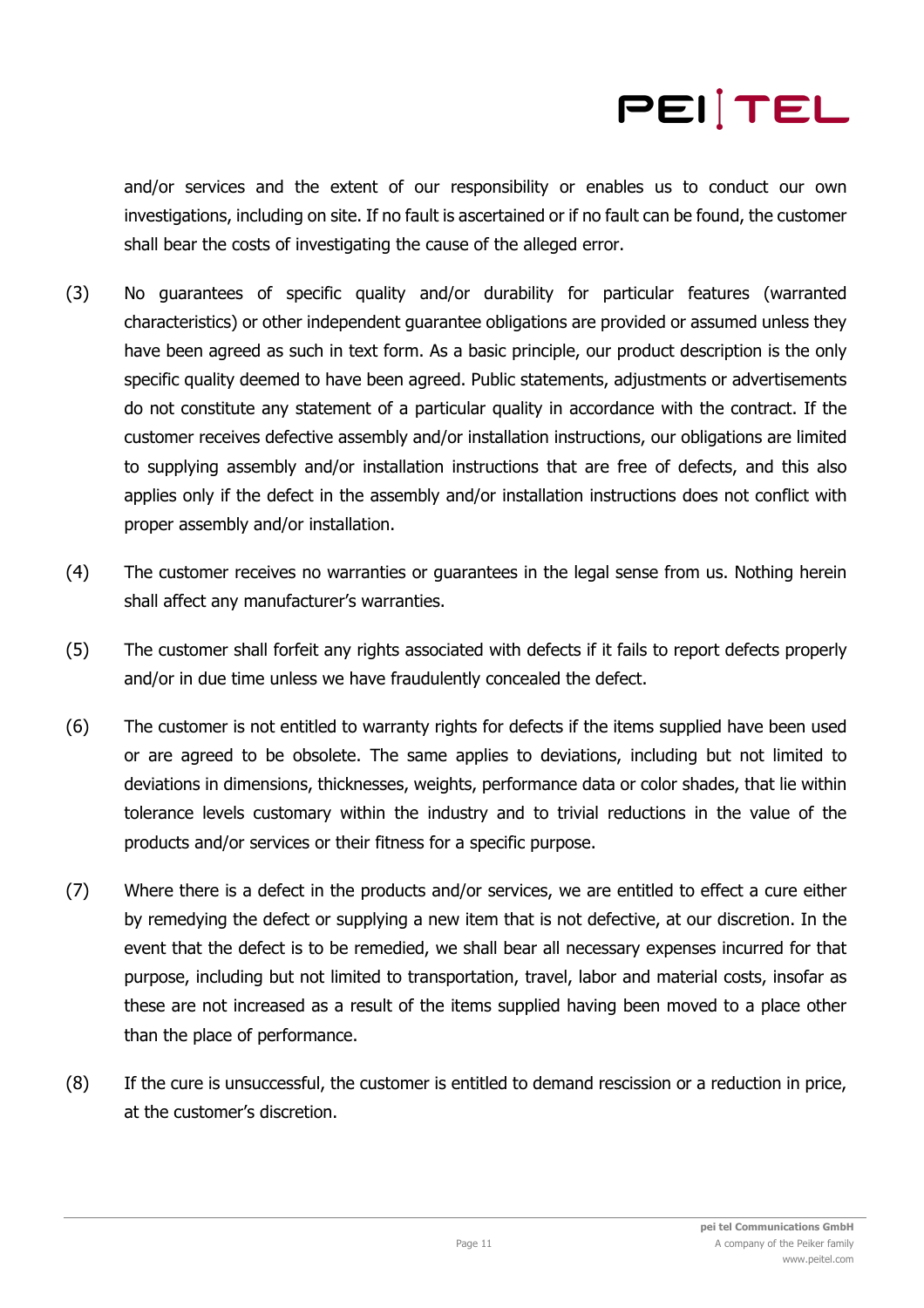and/or services and the extent of our responsibility or enables us to conduct our own investigations, including on site. If no fault is ascertained or if no fault can be found, the customer shall bear the costs of investigating the cause of the alleged error.

(3) No guarantees of specific quality and/or durability for particular features (warranted characteristics) or other independent guarantee obligations are provided or assumed unless they have been agreed as such in text form. As a basic principle, our product description is the only specific quality deemed to have been agreed. Public statements, adjustments or advertisements do not constitute any statement of a particular quality in accordance with the contract. If the customer receives defective assembly and/or installation instructions, our obligations are limited to supplying assembly and/or installation instructions that are free of defects, and this also applies only if the defect in the assembly and/or installation instructions does not conflict with proper assembly and/or installation.

(4) The customer receives no warranties or guarantees in the legal sense from us. Nothing herein shall affect any manufacturer's warranties.

(5) The customer shall forfeit any rights associated with defects if it fails to report defects properly and/or in due time unless we have fraudulently concealed the defect.

(6) The customer is not entitled to warranty rights for defects if the items supplied have been used or are agreed to be obsolete. The same applies to deviations, including but not limited to deviations in dimensions, thicknesses, weights, performance data or color shades, that lie within tolerance levels customary within the industry and to trivial reductions in the value of the products and/or services or their fitness for a specific purpose.

(7) Where there is a defect in the products and/or services, we are entitled to effect a cure either by remedying the defect or supplying a new item that is not defective, at our discretion. In the event that the defect is to be remedied, we shall bear all necessary expenses incurred for that purpose, including but not limited to transportation, travel, labor and material costs, insofar as these are not increased as a result of the items supplied having been moved to a place other than the place of performance.

(8) If the cure is unsuccessful, the customer is entitled to demand rescission or a reduction in price, at the customer's discretion.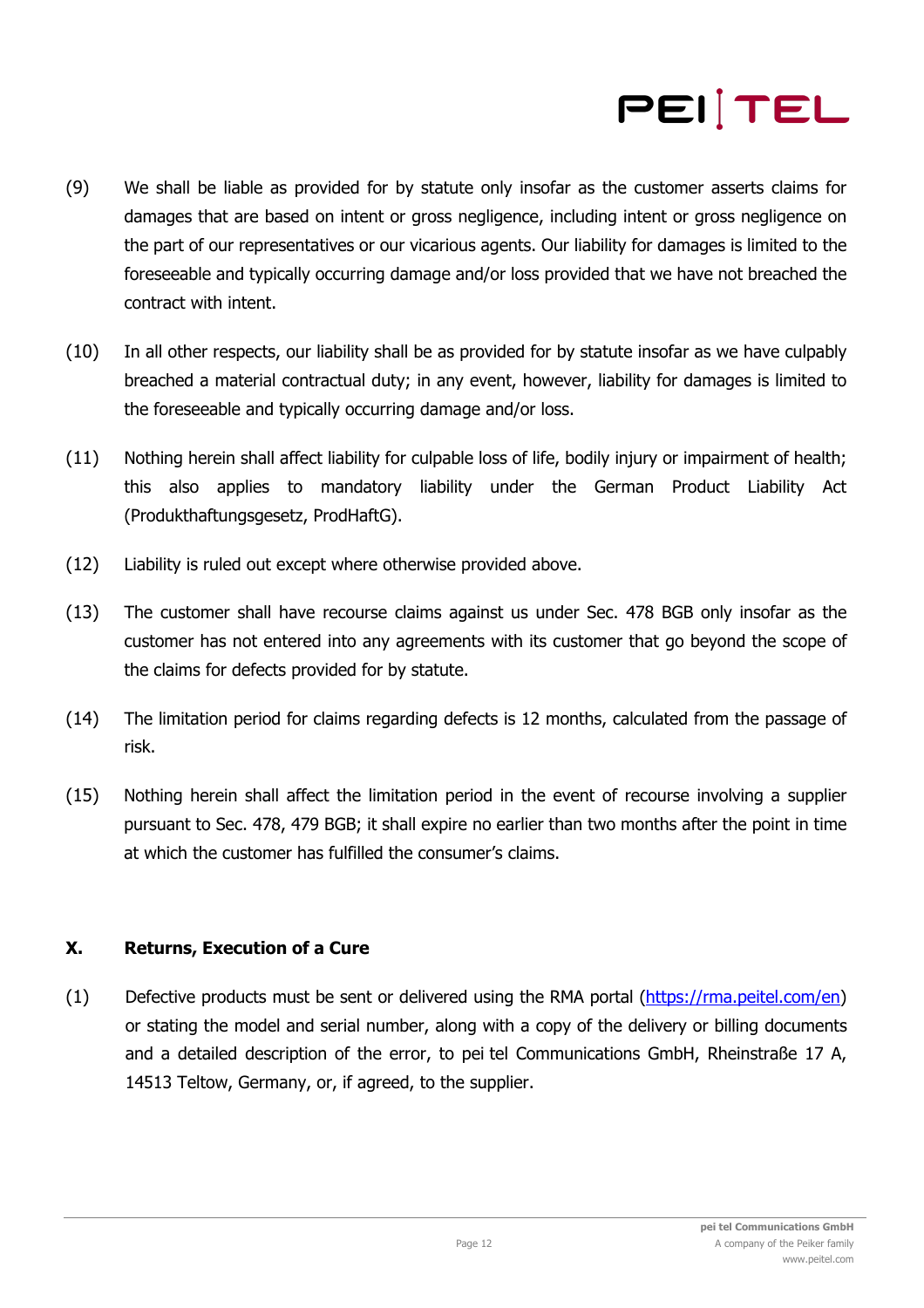(9) We shall be liable as provided for by statute only insofar as the customer asserts claims for damages that are based on intent or gross negligence, including intent or gross negligence on the part of our representatives or our vicarious agents. Our liability for damages is limited to the foreseeable and typically occurring damage and/or loss provided that we have not breached the contract with intent.

(10) In all other respects, our liability shall be as provided for by statute insofar as we have culpably breached a material contractual duty; in any event, however, liability for damages is limited to the foreseeable and typically occurring damage and/or loss.

(11) Nothing herein shall affect liability for culpable loss of life, bodily injury or impairment of health; this also applies to mandatory liability under the German Product Liability Act (Produkthaftungsgesetz, ProdHaftG).

(12) Liability is ruled out except where otherwise provided above.

(13) The customer shall have recourse claims against us under Sec. 478 BGB only insofar as the customer has not entered into any agreements with its customer that go beyond the scope of the claims for defects provided for by statute.

(14) The limitation period for claims regarding defects is 12 months, calculated from the passage of risk.

(15) Nothing herein shall affect the limitation period in the event of recourse involving a supplier pursuant to Sec. 478, 479 BGB; it shall expire no earlier than two months after the point in time at which the customer has fulfilled the consumer's claims.

## X. Returns, Execution of a Cure

(1) Defective products must be sent or delivered using the RMA portal ([https://rma.peitel.com/en](https://rma.peitel.com/en)) or stating the model and serial number, along with a copy of the delivery or billing documents and a detailed description of the error, to pei tel Communications GmbH, Rheinstraße 17 A, 14513 Teltow, Germany, or, if agreed, to the supplier.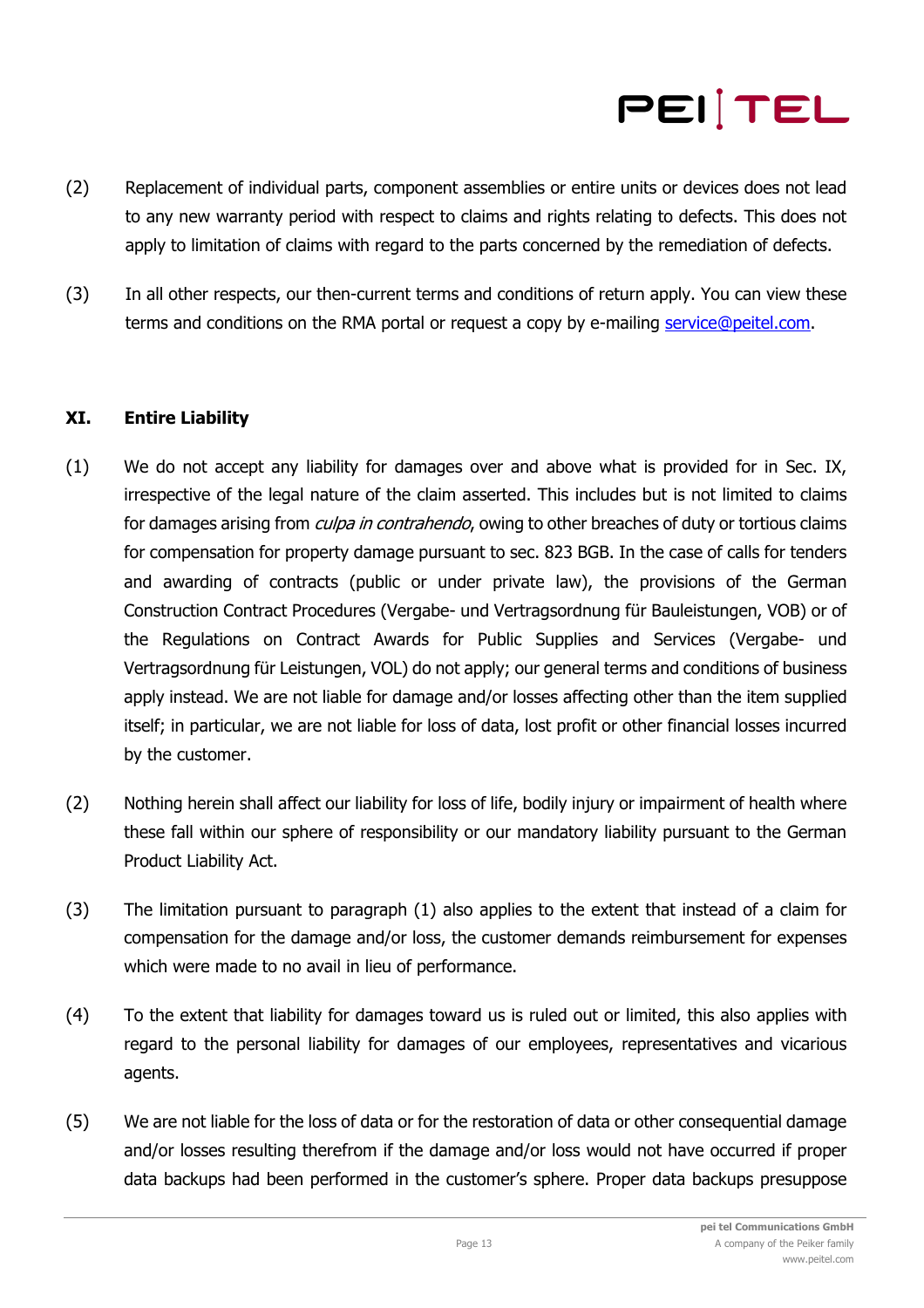(2) Replacement of individual parts, component assemblies or entire units or devices does not lead to any new warranty period with respect to claims and rights relating to defects. This does not apply to limitation of claims with regard to the parts concerned by the remediation of defects.

(3) In all other respects, our then-current terms and conditions of return apply. You can view these terms and conditions on the RMA portal or request a copy by e-mailing service@peitel.com.

## XI. Entire Liability

(1) We do not accept any liability for damages over and above what is provided for in Sec. IX, irrespective of the legal nature of the claim asserted. This includes but is not limited to claims for damages arising from *culpa in contrahendo*, owing to other breaches of duty or tortious claims for compensation for property damage pursuant to sec. 823 BGB. In the case of calls for tenders and awarding of contracts (public or under private law), the provisions of the German Construction Contract Procedures (Vergabe- und Vertragsordnung für Bauleistungen, VOB) or of the Regulations on Contract Awards for Public Supplies and Services (Vergabe- und Vertragsordnung für Leistungen, VOL) do not apply; our general terms and conditions of business apply instead. We are not liable for damage and/or losses affecting other than the item supplied itself; in particular, we are not liable for loss of data, lost profit or other financial losses incurred by the customer.

(2) Nothing herein shall affect our liability for loss of life, bodily injury or impairment of health where these fall within our sphere of responsibility or our mandatory liability pursuant to the German Product Liability Act.

(3) The limitation pursuant to paragraph (1) also applies to the extent that instead of a claim for compensation for the damage and/or loss, the customer demands reimbursement for expenses which were made to no avail in lieu of performance.

(4) To the extent that liability for damages toward us is ruled out or limited, this also applies with regard to the personal liability for damages of our employees, representatives and vicarious agents.

(5) We are not liable for the loss of data or for the restoration of data or other consequential damage and/or losses resulting therefrom if the damage and/or loss would not have occurred if proper data backups had been performed in the customer's sphere. Proper data backups presuppose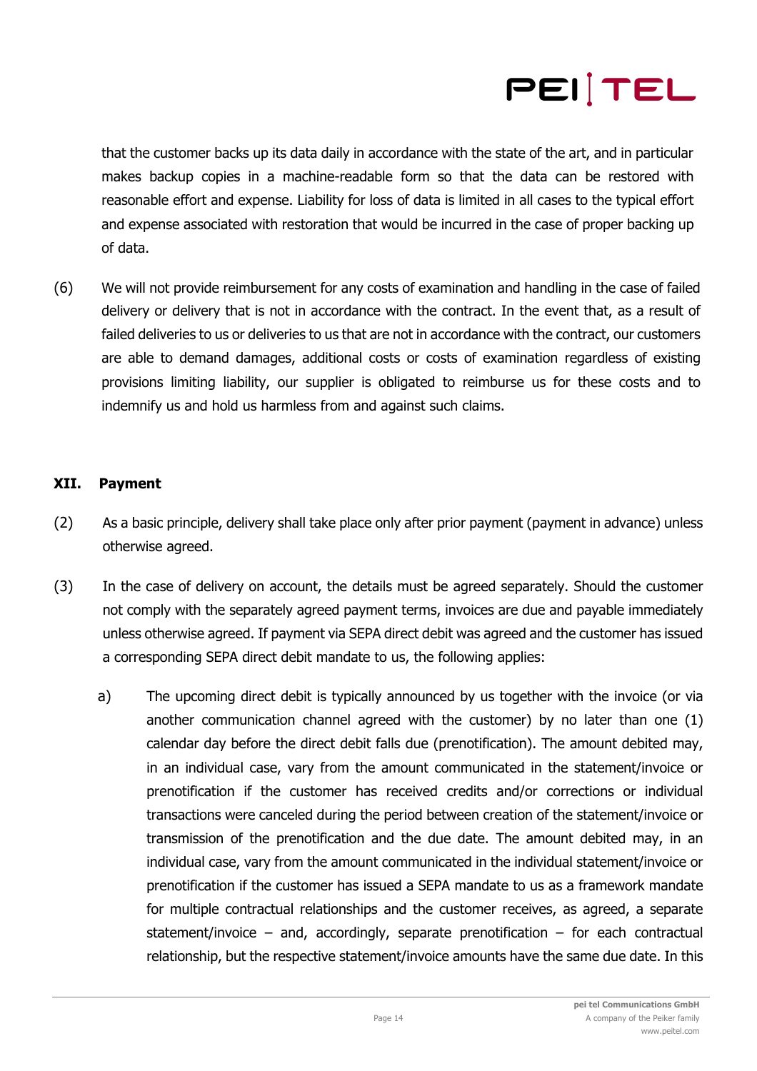that the customer backs up its data daily in accordance with the state of the art, and in particular makes backup copies in a machine-readable form so that the data can be restored with reasonable effort and expense. Liability for loss of data is limited in all cases to the typical effort and expense associated with restoration that would be incurred in the case of proper backing up of data.

(6) We will not provide reimbursement for any costs of examination and handling in the case of failed delivery or delivery that is not in accordance with the contract. In the event that, as a result of failed deliveries to us or deliveries to us that are not in accordance with the contract, our customers are able to demand damages, additional costs or costs of examination regardless of existing provisions limiting liability, our supplier is obligated to reimburse us for these costs and to indemnify us and hold us harmless from and against such claims.

## XII. Payment

(2) As a basic principle, delivery shall take place only after prior payment (payment in advance) unless otherwise agreed.

(3) In the case of delivery on account, the details must be agreed separately. Should the customer not comply with the separately agreed payment terms, invoices are due and payable immediately unless otherwise agreed. If payment via SEPA direct debit was agreed and the customer has issued a corresponding SEPA direct debit mandate to us, the following applies:

a) The upcoming direct debit is typically announced by us together with the invoice (or via another communication channel agreed with the customer) by no later than one (1) calendar day before the direct debit falls due (prenotification). The amount debited may, in an individual case, vary from the amount communicated in the statement/invoice or prenotification if the customer has received credits and/or corrections or individual transactions were canceled during the period between creation of the statement/invoice or transmission of the prenotification and the due date. The amount debited may, in an individual case, vary from the amount communicated in the individual statement/invoice or prenotification if the customer has issued a SEPA mandate to us as a framework mandate for multiple contractual relationships and the customer receives, as agreed, a separate statement/invoice – and, accordingly, separate prenotification – for each contractual relationship, but the respective statement/invoice amounts have the same due date. In this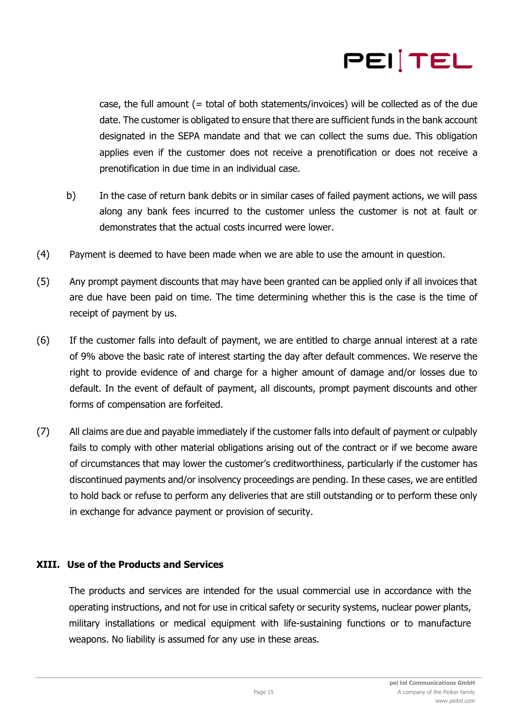case, the full amount (= total of both statements/invoices) will be collected as of the due date. The customer is obligated to ensure that there are sufficient funds in the bank account designated in the SEPA mandate and that we can collect the sums due. This obligation applies even if the customer does not receive a prenotification or does not receive a prenotification in due time in an individual case.

b) In the case of return bank debits or in similar cases of failed payment actions, we will pass along any bank fees incurred to the customer unless the customer is not at fault or demonstrates that the actual costs incurred were lower.

(4) Payment is deemed to have been made when we are able to use the amount in question.

(5) Any prompt payment discounts that may have been granted can be applied only if all invoices that are due have been paid on time. The time determining whether this is the case is the time of receipt of payment by us.

(6) If the customer falls into default of payment, we are entitled to charge annual interest at a rate of 9% above the basic rate of interest starting the day after default commences. We reserve the right to provide evidence of and charge for a higher amount of damage and/or losses due to default. In the event of default of payment, all discounts, prompt payment discounts and other forms of compensation are forfeited.

(7) All claims are due and payable immediately if the customer falls into default of payment or culpably fails to comply with other material obligations arising out of the contract or if we become aware of circumstances that may lower the customer's creditworthiness, particularly if the customer has discontinued payments and/or insolvency proceedings are pending. In these cases, we are entitled to hold back or refuse to perform any deliveries that are still outstanding or to perform these only in exchange for advance payment or provision of security.

## XIII. Use of the Products and Services

The products and services are intended for the usual commercial use in accordance with the operating instructions, and not for use in critical safety or security systems, nuclear power plants, military installations or medical equipment with life-sustaining functions or to manufacture weapons. No liability is assumed for any use in these areas.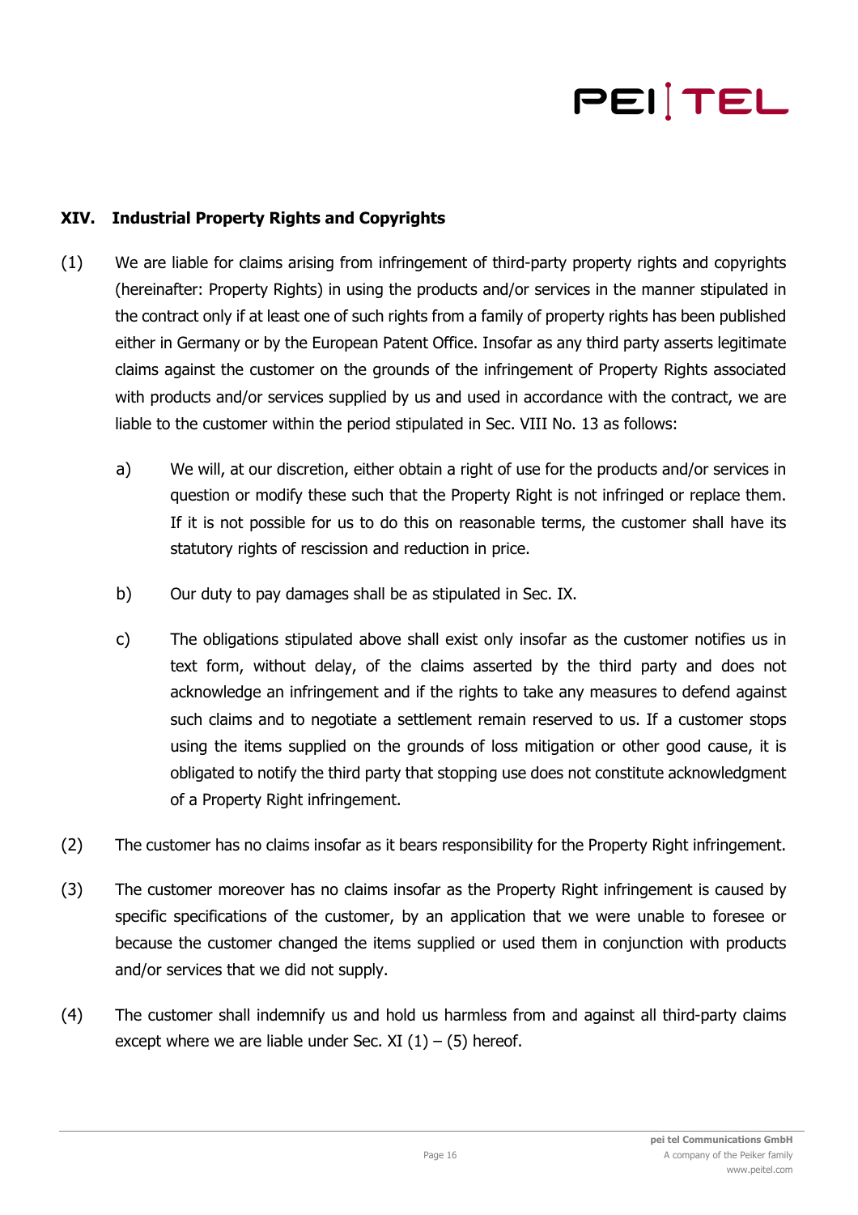## XIV. Industrial Property Rights and Copyrights

(1) We are liable for claims arising from infringement of third-party property rights and copyrights (hereinafter: Property Rights) in using the products and/or services in the manner stipulated in the contract only if at least one of such rights from a family of property rights has been published either in Germany or by the European Patent Office. Insofar as any third party asserts legitimate claims against the customer on the grounds of the infringement of Property Rights associated with products and/or services supplied by us and used in accordance with the contract, we are liable to the customer within the period stipulated in Sec. VIII No. 13 as follows:

a) We will, at our discretion, either obtain a right of use for the products and/or services in question or modify these such that the Property Right is not infringed or replace them. If it is not possible for us to do this on reasonable terms, the customer shall have its statutory rights of rescission and reduction in price.

b) Our duty to pay damages shall be as stipulated in Sec. IX.

c) The obligations stipulated above shall exist only insofar as the customer notifies us in text form, without delay, of the claims asserted by the third party and does not acknowledge an infringement and if the rights to take any measures to defend against such claims and to negotiate a settlement remain reserved to us. If a customer stops using the items supplied on the grounds of loss mitigation or other good cause, it is obligated to notify the third party that stopping use does not constitute acknowledgment of a Property Right infringement.

(2) The customer has no claims insofar as it bears responsibility for the Property Right infringement.

(3) The customer moreover has no claims insofar as the Property Right infringement is caused by specific specifications of the customer, by an application that we were unable to foresee or because the customer changed the items supplied or used them in conjunction with products and/or services that we did not supply.

(4) The customer shall indemnify us and hold us harmless from and against all third-party claims except where we are liable under Sec. XI (1) – (5) hereof.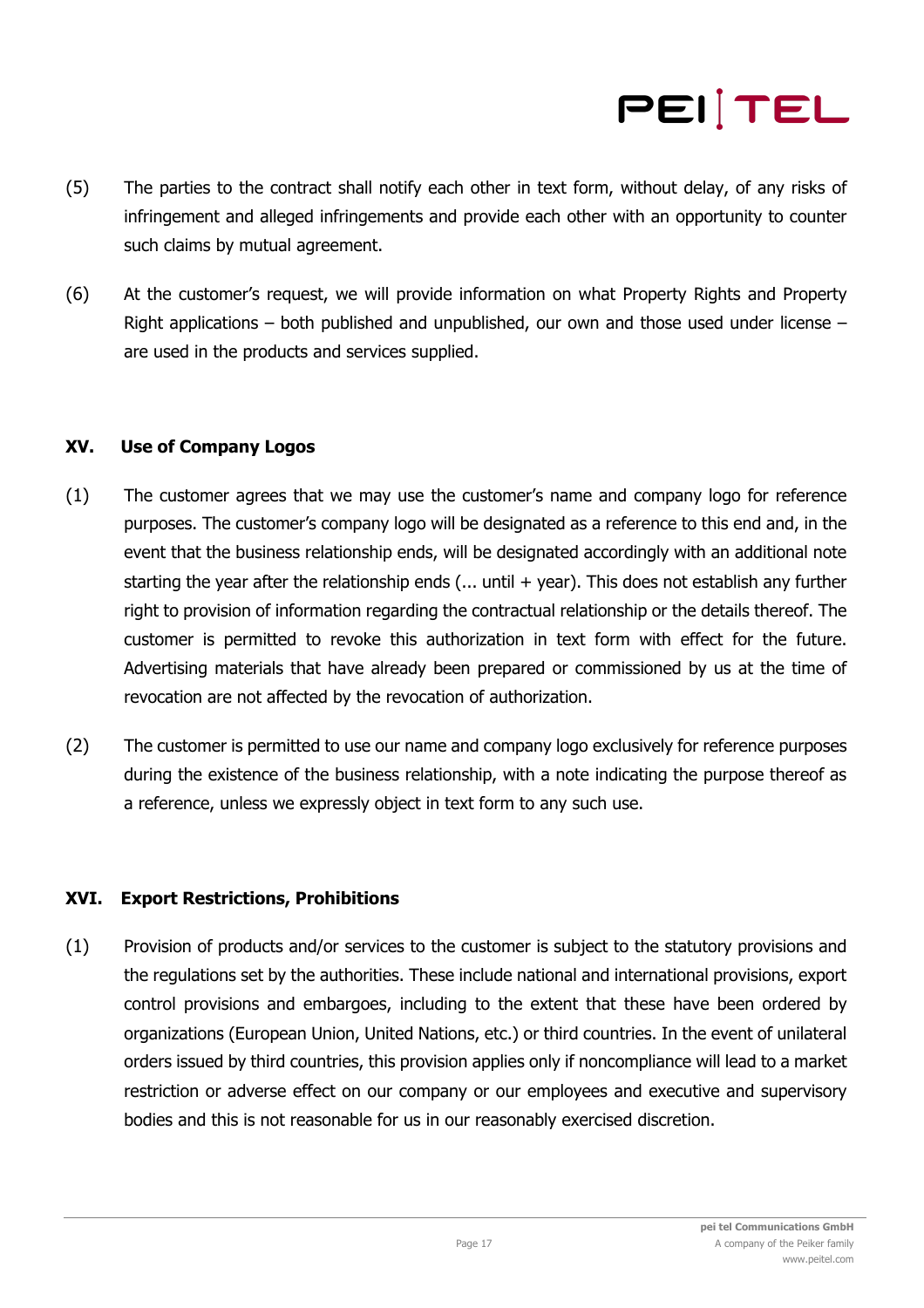(5) The parties to the contract shall notify each other in text form, without delay, of any risks of infringement and alleged infringements and provide each other with an opportunity to counter such claims by mutual agreement.

(6) At the customer's request, we will provide information on what Property Rights and Property Right applications – both published and unpublished, our own and those used under license – are used in the products and services supplied.

## XV. Use of Company Logos

(1) The customer agrees that we may use the customer's name and company logo for reference purposes. The customer's company logo will be designated as a reference to this end and, in the event that the business relationship ends, will be designated accordingly with an additional note starting the year after the relationship ends (... until + year). This does not establish any further right to provision of information regarding the contractual relationship or the details thereof. The customer is permitted to revoke this authorization in text form with effect for the future. Advertising materials that have already been prepared or commissioned by us at the time of revocation are not affected by the revocation of authorization.

(2) The customer is permitted to use our name and company logo exclusively for reference purposes during the existence of the business relationship, with a note indicating the purpose thereof as a reference, unless we expressly object in text form to any such use.

## XVI. Export Restrictions, Prohibitions

(1) Provision of products and/or services to the customer is subject to the statutory provisions and the regulations set by the authorities. These include national and international provisions, export control provisions and embargoes, including to the extent that these have been ordered by organizations (European Union, United Nations, etc.) or third countries. In the event of unilateral orders issued by third countries, this provision applies only if noncompliance will lead to a market restriction or adverse effect on our company or our employees and executive and supervisory bodies and this is not reasonable for us in our reasonably exercised discretion.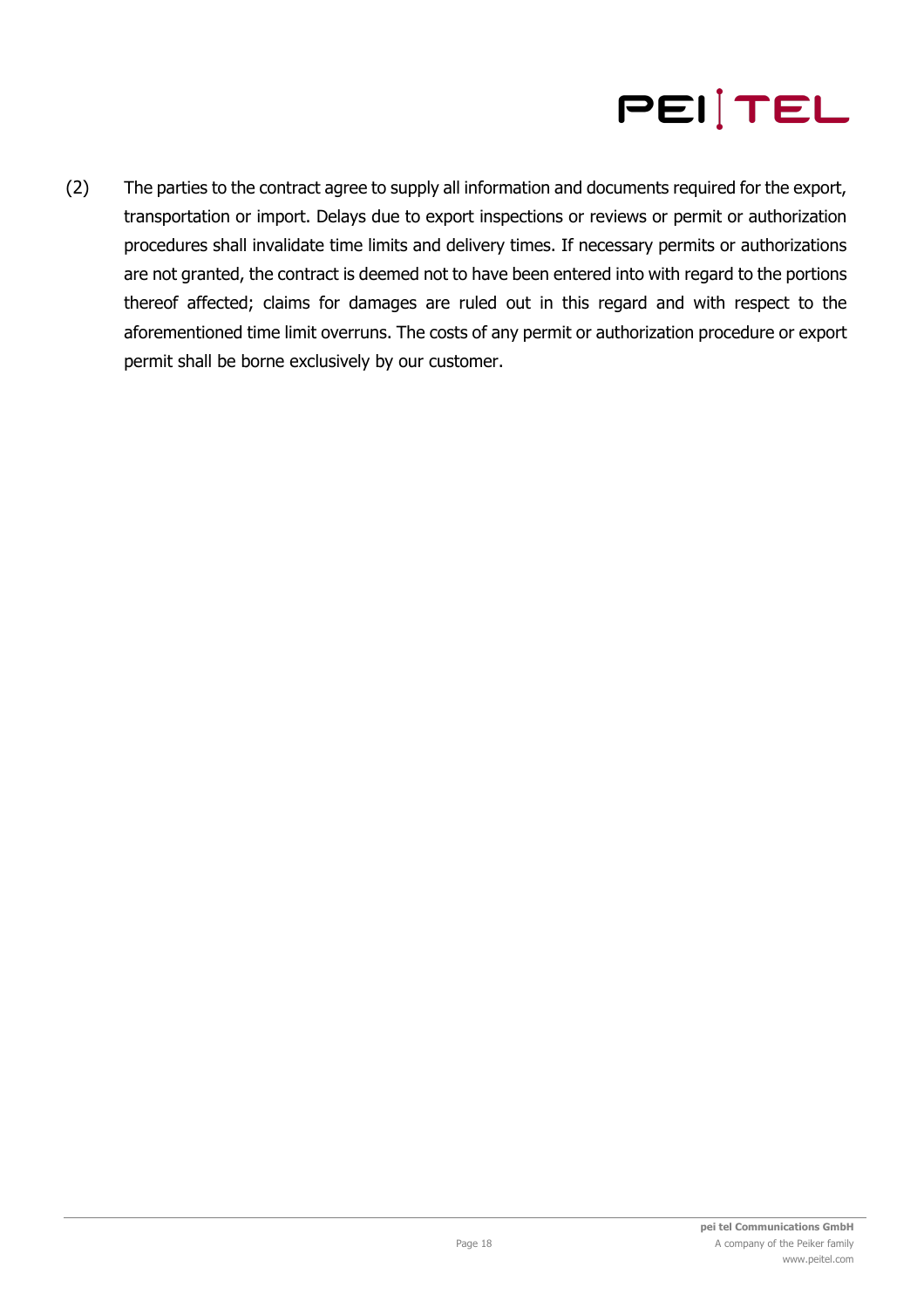(2) The parties to the contract agree to supply all information and documents required for the export, transportation or import. Delays due to export inspections or reviews or permit or authorization procedures shall invalidate time limits and delivery times. If necessary permits or authorizations are not granted, the contract is deemed not to have been entered into with regard to the portions thereof affected; claims for damages are ruled out in this regard and with respect to the aforementioned time limit overruns. The costs of any permit or authorization procedure or export permit shall be borne exclusively by our customer.